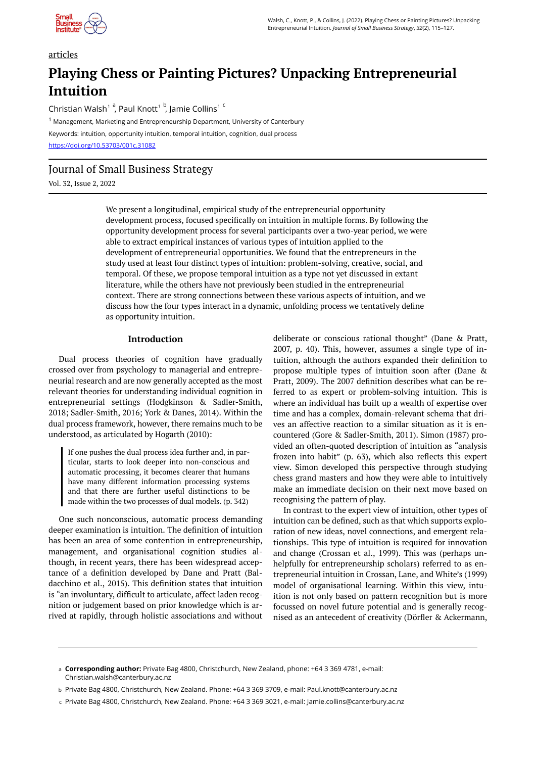articles

# Playing Chess or Painting Pictures? Unpacking Entrepreneurial Intuition

Christian Walsh[1] [a], Paul Knott[1] [b], Jamie Collins[1] [c]

[1] Management, Marketing and Entrepreneurship Department, University of Canterbury

Keywords: intuition, opportunity intuition, temporal intuition, cognition, dual process

https://doi.org/10.53703/001c.31082

Journal of Small Business Strategy

Vol. 32, Issue 2, 2022

We present a longitudinal, empirical study of the entrepreneurial opportunity development process, focused specifically on intuition in multiple forms. By following the opportunity development process for several participants over a two-year period, we were able to extract empirical instances of various types of intuition applied to the development of entrepreneurial opportunities. We found that the entrepreneurs in the study used at least four distinct types of intuition: problem-solving, creative, social, and temporal. Of these, we propose temporal intuition as a type not yet discussed in extant literature, while the others have not previously been studied in the entrepreneurial context. There are strong connections between these various aspects of intuition, and we discuss how the four types interact in a dynamic, unfolding process we tentatively define as opportunity intuition.

## Introduction

Dual process theories of cognition have gradually crossed over from psychology to managerial and entrepreneurial research and are now generally accepted as the most relevant theories for understanding individual cognition in entrepreneurial settings (Hodgkinson & Sadler-Smith, 2018; Sadler-Smith, 2016; York & Danes, 2014). Within the dual process framework, however, there remains much to be understood, as articulated by Hogarth (2010):

> If one pushes the dual process idea further and, in particular, starts to look deeper into non-conscious and automatic processing, it becomes clearer that humans have many different information processing systems and that there are further useful distinctions to be made within the two processes of dual models. (p. 342)

One such nonconscious, automatic process demanding deeper examination is intuition. The definition of intuition has been an area of some contention in entrepreneurship, management, and organisational cognition studies although, in recent years, there has been widespread acceptance of a definition developed by Dane and Pratt (Baldacchino et al., 2015). This definition states that intuition is "an involuntary, difficult to articulate, affect laden recognition or judgement based on prior knowledge which is arrived at rapidly, through holistic associations and without deliberate or conscious rational thought" (Dane & Pratt, 2007, p. 40). This, however, assumes a single type of intuition, although the authors expanded their definition to propose multiple types of intuition soon after (Dane & Pratt, 2009). The 2007 definition describes what can be referred to as expert or problem-solving intuition. This is where an individual has built up a wealth of expertise over time and has a complex, domain-relevant schema that drives an affective reaction to a similar situation as it is encountered (Gore & Sadler-Smith, 2011). Simon (1987) provided an often-quoted description of intuition as "analysis frozen into habit" (p. 63), which also reflects this expert view. Simon developed this perspective through studying chess grand masters and how they were able to intuitively make an immediate decision on their next move based on recognising the pattern of play.

In contrast to the expert view of intuition, other types of intuition can be defined, such as that which supports exploration of new ideas, novel connections, and emergent relationships. This type of intuition is required for innovation and change (Crossan et al., 1999). This was (perhaps unhelpfully for entrepreneurship scholars) referred to as entrepreneurial intuition in Crossan, Lane, and White's (1999) model of organisational learning. Within this view, intuition is not only based on pattern recognition but is more focussed on novel future potential and is generally recognised as an antecedent of creativity (Dörfler & Ackermann,

---

[a] **Corresponding author:** Private Bag 4800, Christchurch, New Zealand, phone: +64 3 369 4781, e-mail: Christian.walsh@canterbury.ac.nz

[b] Private Bag 4800, Christchurch, New Zealand. Phone: +64 3 369 3709, e-mail: Paul.knott@canterbury.ac.nz

[c] Private Bag 4800, Christchurch, New Zealand. Phone: +64 3 369 3021, e-mail: Jamie.collins@canterbury.ac.nz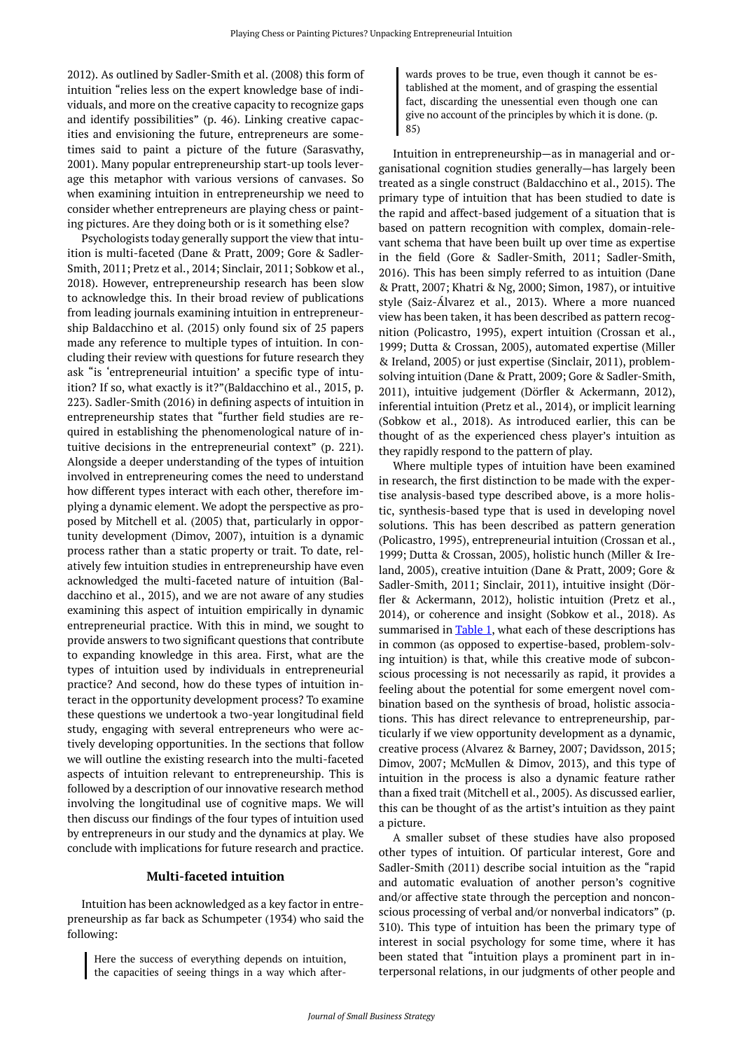2012). As outlined by Sadler-Smith et al. (2008) this form of intuition "relies less on the expert knowledge base of individuals, and more on the creative capacity to recognize gaps and identify possibilities" (p. 46). Linking creative capacities and envisioning the future, entrepreneurs are sometimes said to paint a picture of the future (Sarasvathy, 2001). Many popular entrepreneurship start-up tools leverage this metaphor with various versions of canvases. So when examining intuition in entrepreneurship we need to consider whether entrepreneurs are playing chess or painting pictures. Are they doing both or is it something else?

Psychologists today generally support the view that intuition is multi-faceted (Dane & Pratt, 2009; Gore & Sadler-Smith, 2011; Pretz et al., 2014; Sinclair, 2011; Sobkow et al., 2018). However, entrepreneurship research has been slow to acknowledge this. In their broad review of publications from leading journals examining intuition in entrepreneurship Baldacchino et al. (2015) only found six of 25 papers made any reference to multiple types of intuition. In concluding their review with questions for future research they ask "is 'entrepreneurial intuition' a specific type of intuition? If so, what exactly is it?"(Baldacchino et al., 2015, p. 223). Sadler-Smith (2016) in defining aspects of intuition in entrepreneurship states that "further field studies are required in establishing the phenomenological nature of intuitive decisions in the entrepreneurial context" (p. 221). Alongside a deeper understanding of the types of intuition involved in entrepreneurship comes the need to understand how different types interact with each other, therefore implying a dynamic element. We adopt the perspective as proposed by Mitchell et al. (2005) that, particularly in opportunity development (Dimov, 2007), intuition is a dynamic process rather than a static property or trait. To date, relatively few intuition studies in entrepreneurship have even acknowledged the multi-faceted nature of intuition (Baldacchino et al., 2015), and we are not aware of any studies examining this aspect of intuition empirically in dynamic entrepreneurial practice. With this in mind, we sought to provide answers to two significant questions that contribute to expanding knowledge in this area. First, what are the types of intuition used by individuals in entrepreneurial practice? And second, how do these types of intuition interact in the opportunity development process? To examine these questions we undertook a two-year longitudinal field study, engaging with several entrepreneurs who were actively developing opportunities. In the sections that follow we will outline the existing research into the multi-faceted aspects of intuition relevant to entrepreneurship. This is followed by a description of our innovative research method involving the longitudinal use of cognitive maps. We will then discuss our findings of the four types of intuition used by entrepreneurs in our study and the dynamics at play. We conclude with implications for future research and practice.

## Multi-faceted intuition

Intuition has been acknowledged as a key factor in entrepreneurship as far back as Schumpeter (1934) who said the following:

> Here the success of everything depends on intuition, the capacities of seeing things in a way which afterwards proves to be true, even though it cannot be established at the moment, and of grasping the essential fact, discarding the unessential even though one can give no account of the principles by which it is done. (p. 85)

Intuition in entrepreneurship—as in managerial and organisational cognition studies generally—has largely been treated as a single construct (Baldacchino et al., 2015). The primary type of intuition that has been studied to date is the rapid and affect-based judgement of a situation that is based on pattern recognition with complex, domain-relevant schema that have been built up over time as expertise in the field (Gore & Sadler-Smith, 2011; Sadler-Smith, 2016). This has been simply referred to as intuition (Dane & Pratt, 2007; Khatri & Ng, 2000; Simon, 1987), or intuitive style (Saiz-Álvarez et al., 2013). Where a more nuanced view has been taken, it has been described as pattern recognition (Policastro, 1995), expert intuition (Crossan et al., 1999; Dutta & Crossan, 2005), automated expertise (Miller & Ireland, 2005) or just expertise (Sinclair, 2011), problem-solving intuition (Dane & Pratt, 2009; Gore & Sadler-Smith, 2011), intuitive judgement (Dörfler & Ackermann, 2012), inferential intuition (Pretz et al., 2014), or implicit learning (Sobkow et al., 2018). As introduced earlier, this can be thought of as the experienced chess player's intuition as they rapidly respond to the pattern of play.

Where multiple types of intuition have been examined in research, the first distinction to be made with the expertise analysis-based type described above, is a more holistic, synthesis-based type that is used in developing novel solutions. This has been described as pattern generation (Policastro, 1995), entrepreneurial intuition (Crossan et al., 1999; Dutta & Crossan, 2005), holistic hunch (Miller & Ireland, 2005), creative intuition (Dane & Pratt, 2009; Gore & Sadler-Smith, 2011; Sinclair, 2011), intuitive insight (Dörfler & Ackermann, 2012), holistic intuition (Pretz et al., 2014), or coherence and insight (Sobkow et al., 2018). As summarised in Table 1, what each of these descriptions has in common (as opposed to expertise-based, problem-solving intuition) is that, while this creative mode of subconscious processing is not necessarily as rapid, it provides a feeling about the potential for some emergent novel combination based on the synthesis of broad, holistic associations. This has direct relevance to entrepreneurship, particularly if we view opportunity development as a dynamic, creative process (Alvarez & Barney, 2007; Davidsson, 2015; Dimov, 2007; McMullen & Dimov, 2013), and this type of intuition in the process is also a dynamic feature rather than a fixed trait (Mitchell et al., 2005). As discussed earlier, this can be thought of as the artist's intuition as they paint a picture.

A smaller subset of these studies have also proposed other types of intuition. Of particular interest, Gore and Sadler-Smith (2011) describe social intuition as the "rapid and automatic evaluation of another person's cognitive and/or affective state through the perception and nonconscious processing of verbal and/or nonverbal indicators" (p. 310). This type of intuition has been the primary type of interest in social psychology for some time, where it has been stated that "intuition plays a prominent part in interpersonal relations, in our judgments of other people and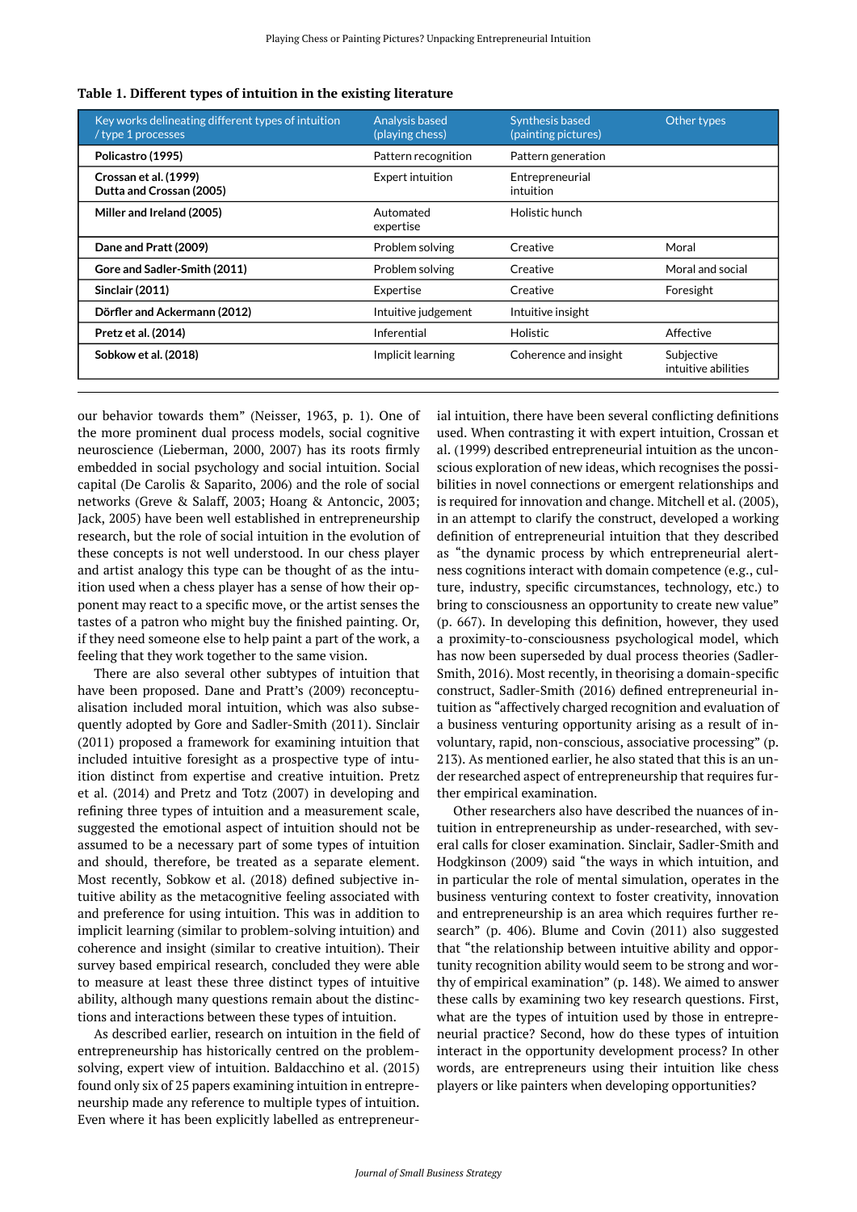**Table 1. Different types of intuition in the existing literature**

| Key works delineating different types of intuition / type 1 processes | Analysis based (playing chess) | Synthesis based (painting pictures) | Other types |
|---|---|---|---|
| **Policastro (1995)** | Pattern recognition | Pattern generation | |
| **Crossan et al. (1999)**<br>**Dutta and Crossan (2005)** | Expert intuition | Entrepreneurial intuition | |
| **Miller and Ireland (2005)** | Automated expertise | Holistic hunch | |
| **Dane and Pratt (2009)** | Problem solving | Creative | Moral |
| **Gore and Sadler-Smith (2011)** | Problem solving | Creative | Moral and social |
| **Sinclair (2011)** | Expertise | Creative | Foresight |
| **Dörfler and Ackermann (2012)** | Intuitive judgement | Intuitive insight | |
| **Pretz et al. (2014)** | Inferential | Holistic | Affective |
| **Sobkow et al. (2018)** | Implicit learning | Coherence and insight | Subjective intuitive abilities |

our behavior towards them" (Neisser, 1963, p. 1). One of the more prominent dual process models, social cognitive neuroscience (Lieberman, 2000, 2007) has its roots firmly embedded in social psychology and social intuition. Social capital (De Carolis & Saparito, 2006) and the role of social networks (Greve & Salaff, 2003; Hoang & Antoncic, 2003; Jack, 2005) have been well established in entrepreneurship research, but the role of social intuition in the evolution of these concepts is not well understood. In our chess player and artist analogy this type can be thought of as the intuition used when a chess player has a sense of how their opponent may react to a specific move, or the artist senses the tastes of a patron who might buy the finished painting. Or, if they need someone else to help paint a part of the work, a feeling that they work together to the same vision.

There are also several other subtypes of intuition that have been proposed. Dane and Pratt's (2009) reconceptualisation included moral intuition, which was also subsequently adopted by Gore and Sadler-Smith (2011). Sinclair (2011) proposed a framework for examining intuition that included intuitive foresight as a prospective type of intuition distinct from expertise and creative intuition. Pretz et al. (2014) and Pretz and Totz (2007) in developing and refining three types of intuition and a measurement scale, suggested the emotional aspect of intuition should not be assumed to be a necessary part of some types of intuition and should, therefore, be treated as a separate element. Most recently, Sobkow et al. (2018) defined subjective intuitive ability as the metacognitive feeling associated with and preference for using intuition. This was in addition to implicit learning (similar to problem-solving intuition) and coherence and insight (similar to creative intuition). Their survey based empirical research, concluded they were able to measure at least these three distinct types of intuitive ability, although many questions remain about the distinctions and interactions between these types of intuition.

As described earlier, research on intuition in the field of entrepreneurship has historically centred on the problem-solving, expert view of intuition. Baldacchino et al. (2015) found only six of 25 papers examining intuition in entrepreneurship made any reference to multiple types of intuition. Even where it has been explicitly labelled as entrepreneurial intuition, there have been several conflicting definitions used. When contrasting it with expert intuition, Crossan et al. (1999) described entrepreneurial intuition as the unconscious exploration of new ideas, which recognises the possibilities in novel connections or emergent relationships and is required for innovation and change. Mitchell et al. (2005), in an attempt to clarify the construct, developed a working definition of entrepreneurial intuition that they described as "the dynamic process by which entrepreneurial alertness cognitions interact with domain competence (e.g., culture, industry, specific circumstances, technology, etc.) to bring to consciousness an opportunity to create new value" (p. 667). In developing this definition, however, they used a proximity-to-consciousness psychological model, which has now been superseded by dual process theories (Sadler-Smith, 2016). Most recently, in theorising a domain-specific construct, Sadler-Smith (2016) defined entrepreneurial intuition as "affectively charged recognition and evaluation of a business venturing opportunity arising as a result of involuntary, rapid, non-conscious, associative processing" (p. 213). As mentioned earlier, he also stated that this is an under researched aspect of entrepreneurship that requires further empirical examination.

Other researchers also have described the nuances of intuition in entrepreneurship as under-researched, with several calls for closer examination. Sinclair, Sadler-Smith and Hodgkinson (2009) said "the ways in which intuition, and in particular the role of mental simulation, operates in the business venturing context to foster creativity, innovation and entrepreneurship is an area which requires further research" (p. 406). Blume and Covin (2011) also suggested that "the relationship between intuitive ability and opportunity recognition ability would seem to be strong and worthy of empirical examination" (p. 148). We aimed to answer these calls by examining two key research questions. First, what are the types of intuition used by those in entrepreneurial practice? Second, how do these types of intuition interact in the opportunity development process? In other words, are entrepreneurs using their intuition like chess players or like painters when developing opportunities?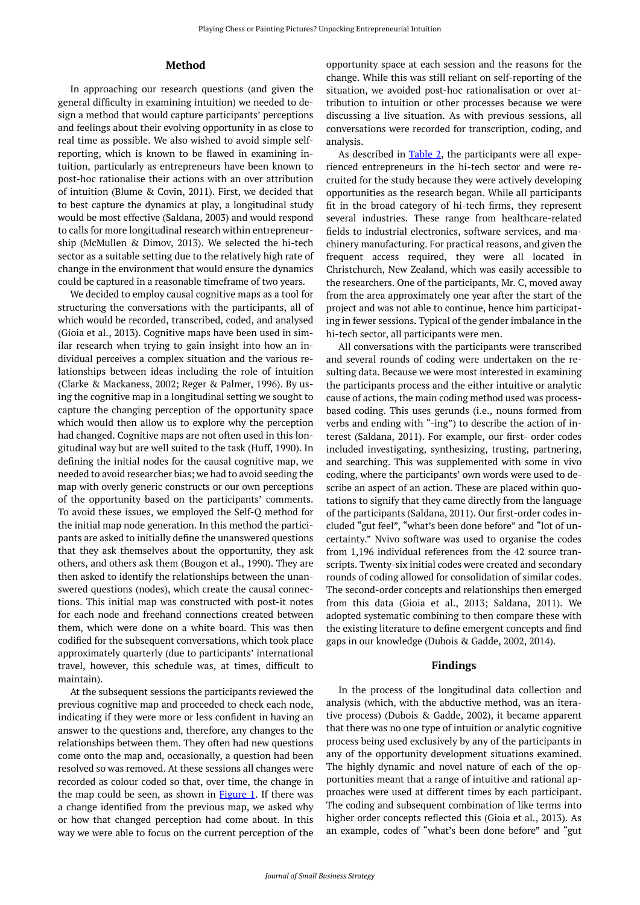## Method

In approaching our research questions (and given the general difficulty in examining intuition) we needed to design a method that would capture participants' perceptions and feelings about their evolving opportunity in as close to real time as possible. We also wished to avoid simple self-reporting, which is known to be flawed in examining intuition, particularly as entrepreneurs have been known to post-hoc rationalise their actions with an over attribution of intuition (Blume & Covin, 2011). First, we decided that to best capture the dynamics at play, a longitudinal study would be most effective (Saldana, 2003) and would respond to calls for more longitudinal research within entrepreneurship (McMullen & Dimov, 2013). We selected the hi-tech sector as a suitable setting due to the relatively high rate of change in the environment that would ensure the dynamics could be captured in a reasonable timeframe of two years.

We decided to employ causal cognitive maps as a tool for structuring the conversations with the participants, all of which would be recorded, transcribed, coded, and analysed (Gioia et al., 2013). Cognitive maps have been used in similar research when trying to gain insight into how an individual perceives a complex situation and the various relationships between ideas including the role of intuition (Clarke & Mackaness, 2002; Reger & Palmer, 1996). By using the cognitive map in a longitudinal setting we sought to capture the changing perception of the opportunity space which would then allow us to explore why the perception had changed. Cognitive maps are not often used in this longitudinal way but are well suited to the task (Huff, 1990). In defining the initial nodes for the causal cognitive map, we needed to avoid researcher bias; we had to avoid seeding the map with overly generic constructs or our own perceptions of the opportunity based on the participants' comments. To avoid these issues, we employed the Self-Q method for the initial map node generation. In this method the participants are asked to initially define the unanswered questions that they ask themselves about the opportunity, they ask others, and others ask them (Bougon et al., 1990). They are then asked to identify the relationships between the unanswered questions (nodes), which create the causal connections. This initial map was constructed with post-it notes for each node and freehand connections created between them, which were done on a white board. This was then codified for the subsequent conversations, which took place approximately quarterly (due to participants' international travel, however, this schedule was, at times, difficult to maintain).

At the subsequent sessions the participants reviewed the previous cognitive map and proceeded to check each node, indicating if they were more or less confident in having an answer to the questions and, therefore, any changes to the relationships between them. They often had new questions come onto the map and, occasionally, a question had been resolved so was removed. At these sessions all changes were recorded as colour coded so that, over time, the change in the map could be seen, as shown in Figure 1. If there was a change identified from the previous map, we asked why or how that changed perception had come about. In this way we were able to focus on the current perception of the opportunity space at each session and the reasons for the change. While this was still reliant on self-reporting of the situation, we avoided post-hoc rationalisation or over attribution to intuition or other processes because we were discussing a live situation. As with previous sessions, all conversations were recorded for transcription, coding, and analysis.

As described in Table 2, the participants were all experienced entrepreneurs in the hi-tech sector and were recruited for the study because they were actively developing opportunities as the research began. While all participants fit in the broad category of hi-tech firms, they represent several industries. These range from healthcare-related fields to industrial electronics, software services, and machinery manufacturing. For practical reasons, and given the frequent access required, they were all located in Christchurch, New Zealand, which was easily accessible to the researchers. One of the participants, Mr. C, moved away from the area approximately one year after the start of the project and was not able to continue, hence him participating in fewer sessions. Typical of the gender imbalance in the hi-tech sector, all participants were men.

All conversations with the participants were transcribed and several rounds of coding were undertaken on the resulting data. Because we were most interested in examining the participants process and the either intuitive or analytic cause of actions, the main coding method used was process-based coding. This uses gerunds (i.e., nouns formed from verbs and ending with "-ing") to describe the action of interest (Saldana, 2011). For example, our first- order codes included investigating, synthesizing, trusting, partnering, and searching. This was supplemented with some in vivo coding, where the participants' own words were used to describe an aspect of an action. These are placed within quotations to signify that they came directly from the language of the participants (Saldana, 2011). Our first-order codes included "gut feel", "what's been done before" and "lot of uncertainty." Nvivo software was used to organise the codes from 1,196 individual references from the 42 source transcripts. Twenty-six initial codes were created and secondary rounds of coding allowed for consolidation of similar codes. The second-order concepts and relationships then emerged from this data (Gioia et al., 2013; Saldana, 2011). We adopted systematic combining to then compare these with the existing literature to define emergent concepts and find gaps in our knowledge (Dubois & Gadde, 2002, 2014).

## Findings

In the process of the longitudinal data collection and analysis (which, with the abductive method, was an iterative process) (Dubois & Gadde, 2002), it became apparent that there was no one type of intuition or analytic cognitive process being used exclusively by any of the participants in any of the opportunity development situations examined. The highly dynamic and novel nature of each of the opportunities meant that a range of intuitive and rational approaches were used at different times by each participant. The coding and subsequent combination of like terms into higher order concepts reflected this (Gioia et al., 2013). As an example, codes of "what's been done before" and "gut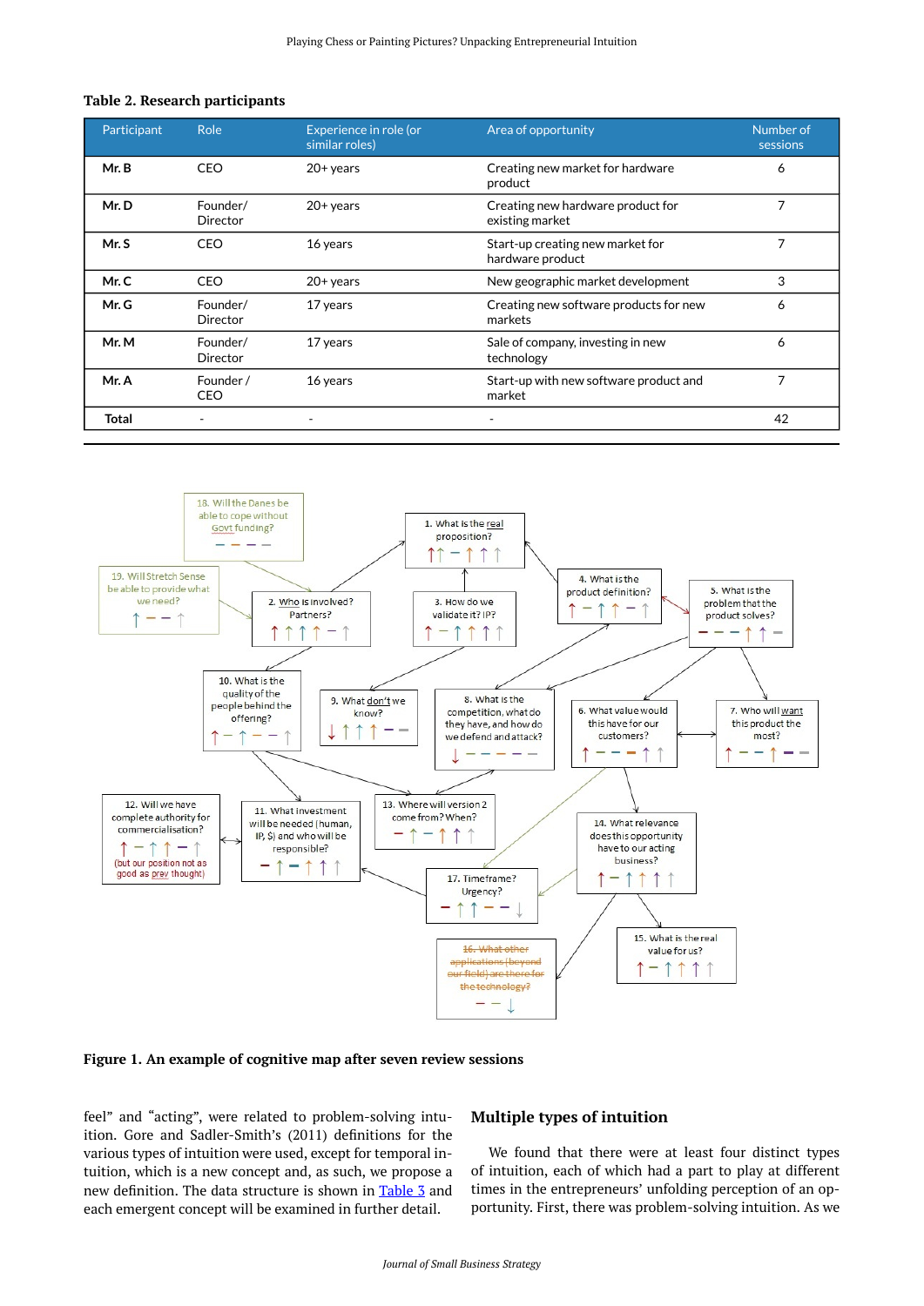**Table 2. Research participants**

| Participant | Role | Experience in role (or similar roles) | Area of opportunity | Number of sessions |
|---|---|---|---|---|
| **Mr. B** | CEO | 20+ years | Creating new market for hardware product | 6 |
| **Mr. D** | Founder/ Director | 20+ years | Creating new hardware product for existing market | 7 |
| **Mr. S** | CEO | 16 years | Start-up creating new market for hardware product | 7 |
| **Mr. C** | CEO | 20+ years | New geographic market development | 3 |
| **Mr. G** | Founder/ Director | 17 years | Creating new software products for new markets | 6 |
| **Mr. M** | Founder/ Director | 17 years | Sale of company, investing in new technology | 6 |
| **Mr. A** | Founder / CEO | 16 years | Start-up with new software product and market | 7 |
| **Total** | - | - | - | 42 |

**Figure 1. An example of cognitive map after seven review sessions**

feel" and "acting", were related to problem-solving intuition. Gore and Sadler-Smith's (2011) definitions for the various types of intuition were used, except for temporal intuition, which is a new concept and, as such, we propose a new definition. The data structure is shown in Table 3 and each emergent concept will be examined in further detail.

## Multiple types of intuition

We found that there were at least four distinct types of intuition, each of which had a part to play at different times in the entrepreneurs' unfolding perception of an opportunity. First, there was problem-solving intuition. As we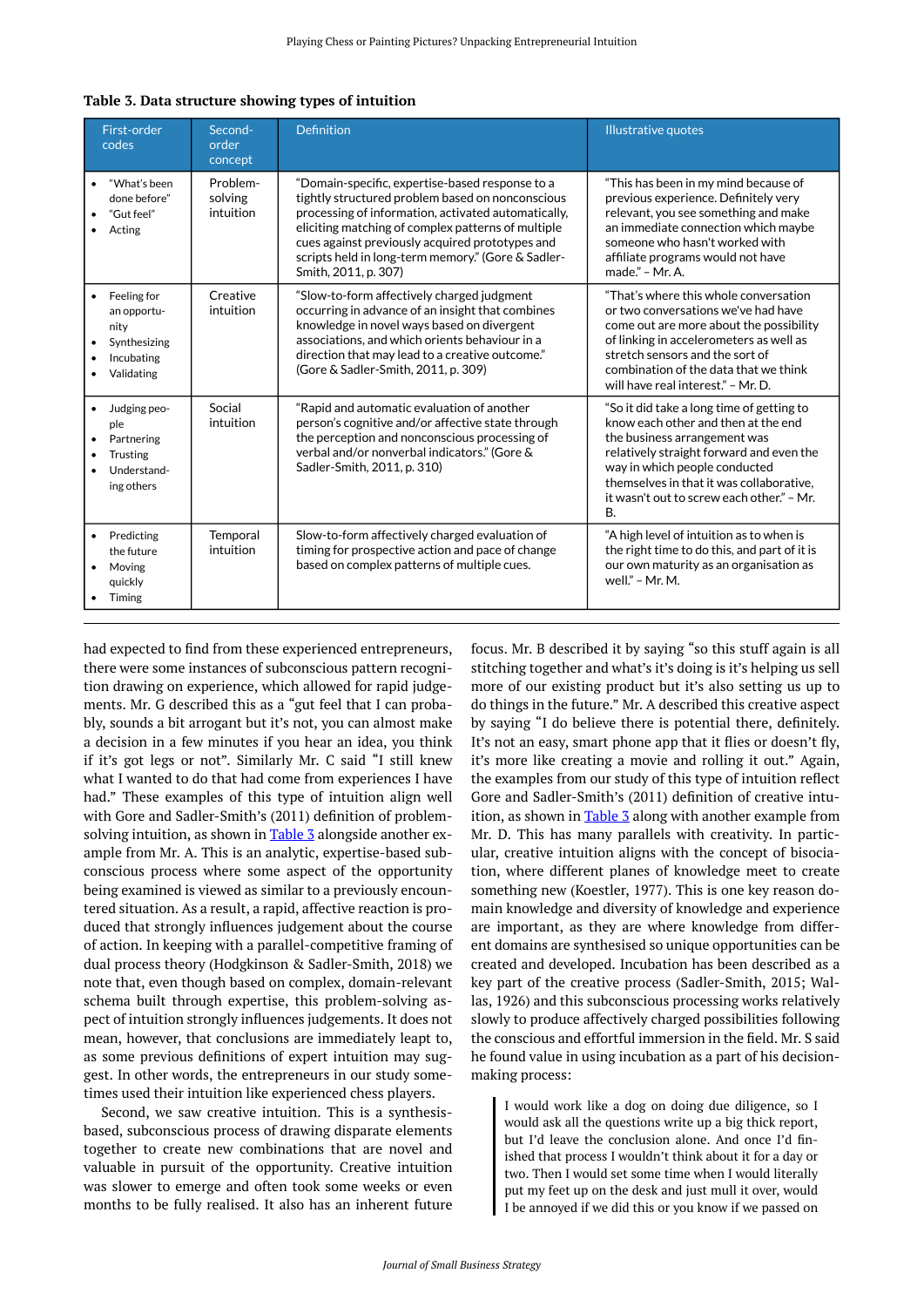**Table 3. Data structure showing types of intuition**

| First-order codes | Second-order concept | Definition | Illustrative quotes |
|---|---|---|---|
| • "What's been done before"<br>• "Gut feel"<br>• Acting | Problem-solving intuition | "Domain-specific, expertise-based response to a tightly structured problem based on nonconscious processing of information, activated automatically, eliciting matching of complex patterns of multiple cues against previously acquired prototypes and scripts held in long-term memory." (Gore & Sadler-Smith, 2011, p. 307) | "This has been in my mind because of previous experience. Definitely very relevant, you see something and make an immediate connection which maybe someone who hasn't worked with affiliate programs would not have made." – Mr. A. |
| • Feeling for an opportunity<br>• Synthesizing<br>• Incubating<br>• Validating | Creative intuition | "Slow-to-form affectively charged judgment occurring in advance of an insight that combines knowledge in novel ways based on divergent associations, and which orients behaviour in a direction that may lead to a creative outcome." (Gore & Sadler-Smith, 2011, p. 309) | "That's where this whole conversation or two conversations we've had have come out are more about the possibility of linking in accelerometers as well as stretch sensors and the sort of combination of the data that we think will have real interest." – Mr. D. |
| • Judging people<br>• Partnering<br>• Trusting<br>• Understanding others | Social intuition | "Rapid and automatic evaluation of another person's cognitive and/or affective state through the perception and nonconscious processing of verbal and/or nonverbal indicators." (Gore & Sadler-Smith, 2011, p. 310) | "So it did take a long time of getting to know each other and then at the end the business arrangement was relatively straight forward and even the way in which people conducted themselves in that it was collaborative, it wasn't out to screw each other." – Mr. B. |
| • Predicting the future<br>• Moving quickly<br>• Timing | Temporal intuition | Slow-to-form affectively charged evaluation of timing for prospective action and pace of change based on complex patterns of multiple cues. | "A high level of intuition as to when is the right time to do this, and part of it is our own maturity as an organisation as well." – Mr. M. |

had expected to find from these experienced entrepreneurs, there were some instances of subconscious pattern recognition drawing on experience, which allowed for rapid judgements. Mr. G described this as a "gut feel that I can probably, sounds a bit arrogant but it's not, you can almost make a decision in a few minutes if you hear an idea, you think if it's got legs or not". Similarly Mr. C said "I still knew what I wanted to do that had come from experiences I have had." These examples of this type of intuition align well with Gore and Sadler-Smith's (2011) definition of problem-solving intuition, as shown in Table 3 alongside another example from Mr. A. This is an analytic, expertise-based subconscious process where some aspect of the opportunity being examined is viewed as similar to a previously encountered situation. As a result, a rapid, affective reaction is produced that strongly influences judgement about the course of action. In keeping with a parallel-competitive framing of dual process theory (Hodgkinson & Sadler-Smith, 2018) we note that, even though based on complex, domain-relevant schema built through expertise, this problem-solving aspect of intuition strongly influences judgements. It does not mean, however, that conclusions are immediately leapt to, as some previous definitions of expert intuition may suggest. In other words, the entrepreneurs in our study sometimes used their intuition like experienced chess players.

Second, we saw creative intuition. This is a synthesis-based, subconscious process of drawing disparate elements together to create new combinations that are novel and valuable in pursuit of the opportunity. Creative intuition was slower to emerge and often took some weeks or even months to be fully realised. It also has an inherent future focus. Mr. B described it by saying "so this stuff again is all stitching together and what's it's doing is it's helping us sell more of our existing product but it's also setting us up to do things in the future." Mr. A described this creative aspect by saying "I do believe there is potential there, definitely. It's not an easy, smart phone app that it flies or doesn't fly, it's more like creating a movie and rolling it out." Again, the examples from our study of this type of intuition reflect Gore and Sadler-Smith's (2011) definition of creative intuition, as shown in Table 3 along with another example from Mr. D. This has many parallels with creativity. In particular, creative intuition aligns with the concept of bisociation, where different planes of knowledge meet to create something new (Koestler, 1977). This is one key reason domain knowledge and diversity of knowledge and experience are important, as they are where knowledge from different domains are synthesised so unique opportunities can be created and developed. Incubation has been described as a key part of the creative process (Sadler-Smith, 2015; Wallas, 1926) and this subconscious processing works relatively slowly to produce affectively charged possibilities following the conscious and effortful immersion in the field. Mr. S said he found value in using incubation as a part of his decision-making process:

> I would work like a dog on doing due diligence, so I would ask all the questions write up a big thick report, but I'd leave the conclusion alone. And once I'd finished that process I wouldn't think about it for a day or two. Then I would set some time when I would literally put my feet up on the desk and just mull it over, would I be annoyed if we did this or you know if we passed on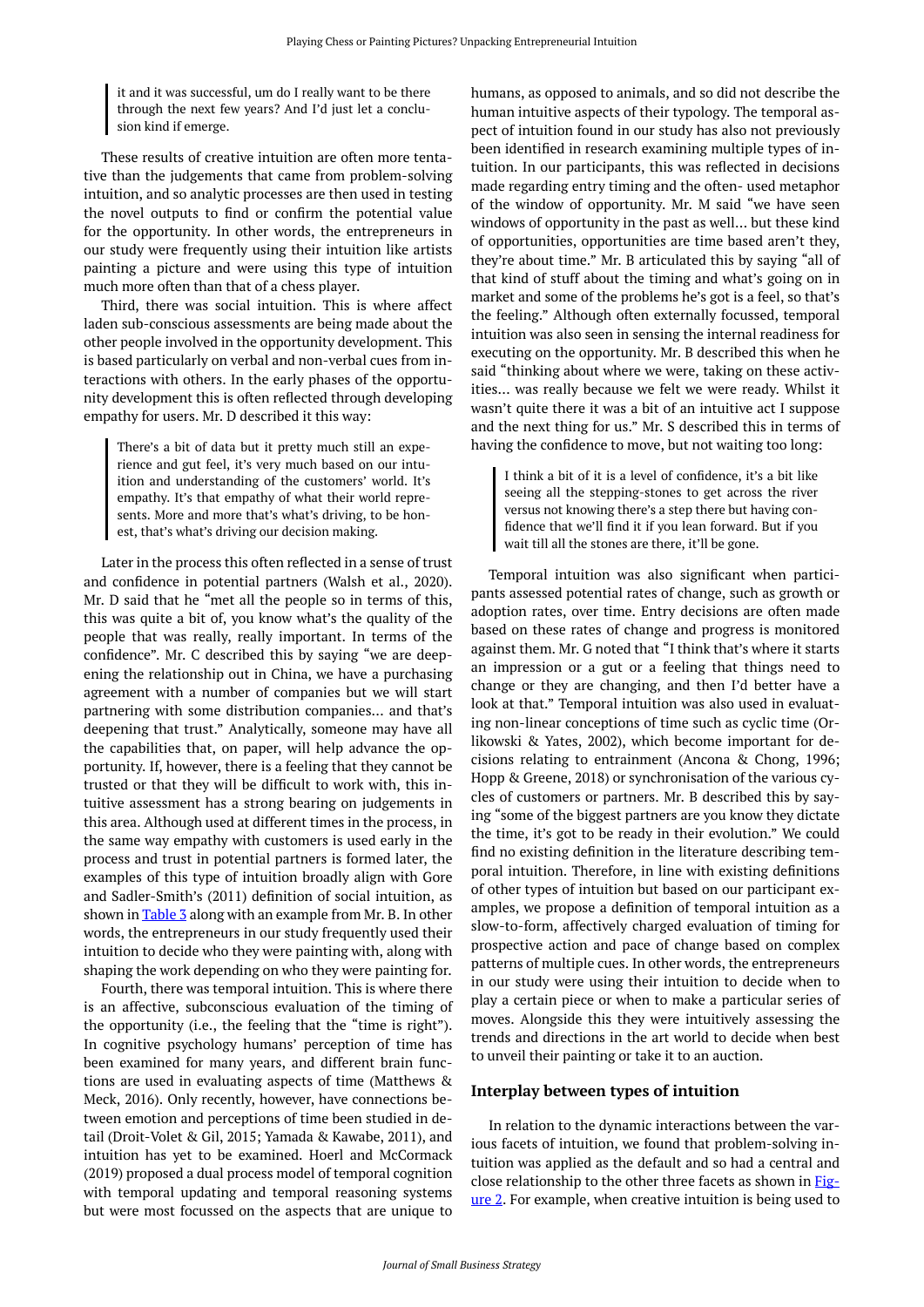> it and it was successful, um do I really want to be there through the next few years? And I'd just let a conclusion kind if emerge.

These results of creative intuition are often more tentative than the judgements that came from problem-solving intuition, and so analytic processes are then used in testing the novel outputs to find or confirm the potential value for the opportunity. In other words, the entrepreneurs in our study were frequently using their intuition like artists painting a picture and were using this type of intuition much more often than that of a chess player.

Third, there was social intuition. This is where affect laden sub-conscious assessments are being made about the other people involved in the opportunity development. This is based particularly on verbal and non-verbal cues from interactions with others. In the early phases of the opportunity development this is often reflected through developing empathy for users. Mr. D described it this way:

> There's a bit of data but it pretty much still an experience and gut feel, it's very much based on our intuition and understanding of the customers' world. It's empathy. It's that empathy of what their world represents. More and more that's what's driving, to be honest, that's what's driving our decision making.

Later in the process this often reflected in a sense of trust and confidence in potential partners (Walsh et al., 2020). Mr. D said that he "met all the people so in terms of this, this was quite a bit of, you know what's the quality of the people that was really, really important. In terms of the confidence". Mr. C described this by saying "we are deepening the relationship out in China, we have a purchasing agreement with a number of companies but we will start partnering with some distribution companies… and that's deepening that trust." Analytically, someone may have all the capabilities that, on paper, will help advance the opportunity. If, however, there is a feeling that they cannot be trusted or that they will be difficult to work with, this intuitive assessment has a strong bearing on judgements in this area. Although used at different times in the process, in the same way empathy with customers is used early in the process and trust in potential partners is formed later, the examples of this type of intuition broadly align with Gore and Sadler-Smith's (2011) definition of social intuition, as shown in Table 3 along with an example from Mr. B. In other words, the entrepreneurs in our study frequently used their intuition to decide who they were painting with, along with shaping the work depending on who they were painting for.

Fourth, there was temporal intuition. This is where there is an affective, subconscious evaluation of the timing of the opportunity (i.e., the feeling that the "time is right"). In cognitive psychology humans' perception of time has been examined for many years, and different brain functions are used in evaluating aspects of time (Matthews & Meck, 2016). Only recently, however, have connections between emotion and perceptions of time been studied in detail (Droit-Volet & Gil, 2015; Yamada & Kawabe, 2011), and intuition has yet to be examined. Hoerl and McCormack (2019) proposed a dual process model of temporal cognition with temporal updating and temporal reasoning systems but were most focussed on the aspects that are unique to humans, as opposed to animals, and so did not describe the human intuitive aspects of their typology. The temporal aspect of intuition found in our study has also not previously been identified in research examining multiple types of intuition. In our participants, this was reflected in decisions made regarding entry timing and the often- used metaphor of the window of opportunity. Mr. M said "we have seen windows of opportunity in the past as well… but these kind of opportunities, opportunities are time based aren't they, they're about time." Mr. B articulated this by saying "all of that kind of stuff about the timing and what's going on in market and some of the problems he's got is a feel, so that's the feeling." Although often externally focussed, temporal intuition was also seen in sensing the internal readiness for executing on the opportunity. Mr. B described this when he said "thinking about where we were, taking on these activities… was really because we felt we were ready. Whilst it wasn't quite there it was a bit of an intuitive act I suppose and the next thing for us." Mr. S described this in terms of having the confidence to move, but not waiting too long:

> I think a bit of it is a level of confidence, it's a bit like seeing all the stepping-stones to get across the river versus not knowing there's a step there but having confidence that we'll find it if you lean forward. But if you wait till all the stones are there, it'll be gone.

Temporal intuition was also significant when participants assessed potential rates of change, such as growth or adoption rates, over time. Entry decisions are often made based on these rates of change and progress is monitored against them. Mr. G noted that "I think that's where it starts an impression or a gut or a feeling that things need to change or they are changing, and then I'd better have a look at that." Temporal intuition was also used in evaluating non-linear conceptions of time such as cyclic time (Orlikowski & Yates, 2002), which become important for decisions relating to entrainment (Ancona & Chong, 1996; Hopp & Greene, 2018) or synchronisation of the various cycles of customers or partners. Mr. B described this by saying "some of the biggest partners are you know they dictate the time, it's got to be ready in their evolution." We could find no existing definition in the literature describing temporal intuition. Therefore, in line with existing definitions of other types of intuition but based on our participant examples, we propose a definition of temporal intuition as a slow-to-form, affectively charged evaluation of timing for prospective action and pace of change based on complex patterns of multiple cues. In other words, the entrepreneurs in our study were using their intuition to decide when to play a certain piece or when to make a particular series of moves. Alongside this they were intuitively assessing the trends and directions in the art world to decide when best to unveil their painting or take it to an auction.

### Interplay between types of intuition

In relation to the dynamic interactions between the various facets of intuition, we found that problem-solving intuition was applied as the default and so had a central and close relationship to the other three facets as shown in Figure 2. For example, when creative intuition is being used to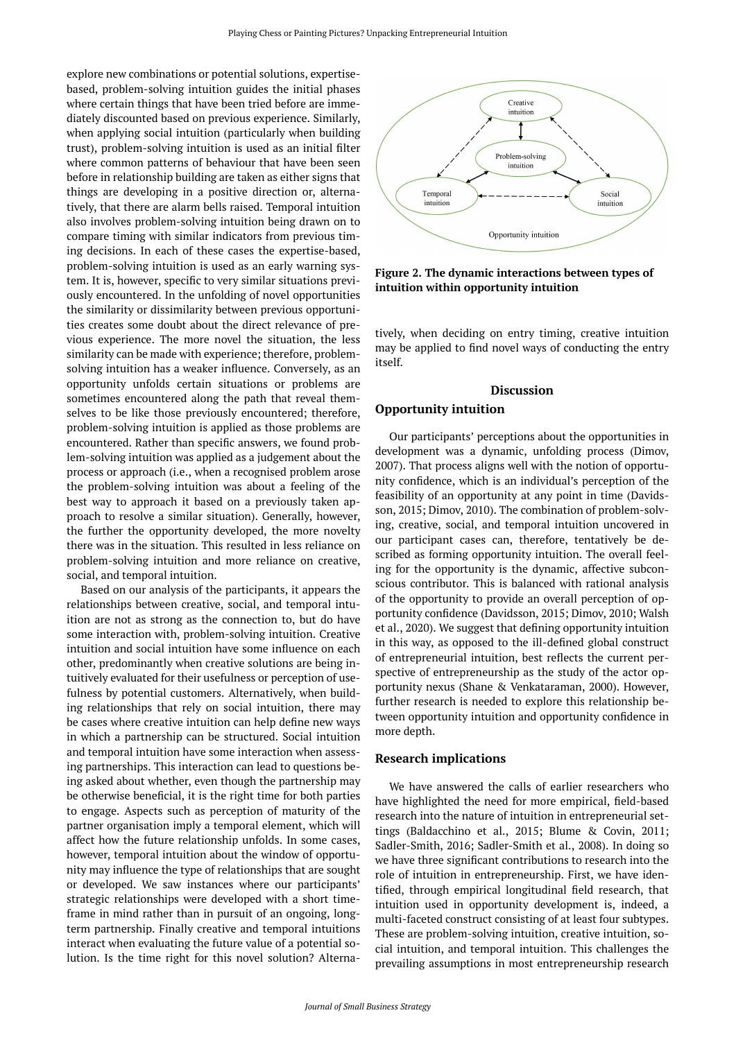explore new combinations or potential solutions, expertise-based, problem-solving intuition guides the initial phases where certain things that have been tried before are immediately discounted based on previous experience. Similarly, when applying social intuition (particularly when building trust), problem-solving intuition is used as an initial filter where common patterns of behaviour that have been seen before in relationship building are taken as either signs that things are developing in a positive direction or, alternatively, that there are alarm bells raised. Temporal intuition also involves problem-solving intuition being drawn on to compare timing with similar indicators from previous timing decisions. In each of these cases the expertise-based, problem-solving intuition is used as an early warning system. It is, however, specific to very similar situations previously encountered. In the unfolding of novel opportunities the similarity or dissimilarity between previous opportunities creates some doubt about the direct relevance of previous experience. The more novel the situation, the less similarity can be made with experience; therefore, problem-solving intuition has a weaker influence. Conversely, as an opportunity unfolds certain situations or problems are sometimes encountered along the path that reveal themselves to be like those previously encountered; therefore, problem-solving intuition is applied as those problems are encountered. Rather than specific answers, we found problem-solving intuition was applied as a judgement about the process or approach (i.e., when a recognised problem arose the problem-solving intuition was about a feeling of the best way to approach it based on a previously taken approach to resolve a similar situation). Generally, however, the further the opportunity developed, the more novelty there was in the situation. This resulted in less reliance on problem-solving intuition and more reliance on creative, social, and temporal intuition.

Based on our analysis of the participants, it appears the relationships between creative, social, and temporal intuition are not as strong as the connection to, but do have some interaction with, problem-solving intuition. Creative intuition and social intuition have some influence on each other, predominantly when creative solutions are being intuitively evaluated for their usefulness or perception of usefulness by potential customers. Alternatively, when building relationships that rely on social intuition, there may be cases where creative intuition can help define new ways in which a partnership can be structured. Social intuition and temporal intuition have some interaction when assessing partnerships. This interaction can lead to questions being asked about whether, even though the partnership may be otherwise beneficial, it is the right time for both parties to engage. Aspects such as perception of maturity of the partner organisation imply a temporal element, which will affect how the future relationship unfolds. In some cases, however, temporal intuition about the window of opportunity may influence the type of relationships that are sought or developed. We saw instances where our participants' strategic relationships were developed with a short timeframe in mind rather than in pursuit of an ongoing, long-term partnership. Finally creative and temporal intuitions interact when evaluating the future value of a potential solution. Is the time right for this novel solution? Alternatively, when deciding on entry timing, creative intuition may be applied to find novel ways of conducting the entry itself.

**Figure 2. The dynamic interactions between types of intuition within opportunity intuition**

## Discussion

### Opportunity intuition

Our participants' perceptions about the opportunities in development was a dynamic, unfolding process (Dimov, 2007). That process aligns well with the notion of opportunity confidence, which is an individual's perception of the feasibility of an opportunity at any point in time (Davidsson, 2015; Dimov, 2010). The combination of problem-solving, creative, social, and temporal intuition uncovered in our participant cases can, therefore, tentatively be described as forming opportunity intuition. The overall feeling for the opportunity is the dynamic, affective subconscious contributor. This is balanced with rational analysis of the opportunity to provide an overall perception of opportunity confidence (Davidsson, 2015; Dimov, 2010; Walsh et al., 2020). We suggest that defining opportunity intuition in this way, as opposed to the ill-defined global construct of entrepreneurial intuition, best reflects the current perspective of entrepreneurship as the study of the actor opportunity nexus (Shane & Venkataraman, 2000). However, further research is needed to explore this relationship between opportunity intuition and opportunity confidence in more depth.

### Research implications

We have answered the calls of earlier researchers who have highlighted the need for more empirical, field-based research into the nature of intuition in entrepreneurial settings (Baldacchino et al., 2015; Blume & Covin, 2011; Sadler-Smith, 2016; Sadler-Smith et al., 2008). In doing so we have three significant contributions to research into the role of intuition in entrepreneurship. First, we have identified, through empirical longitudinal field research, that intuition used in opportunity development is, indeed, a multi-faceted construct consisting of at least four subtypes. These are problem-solving intuition, creative intuition, social intuition, and temporal intuition. This challenges the prevailing assumptions in most entrepreneurship research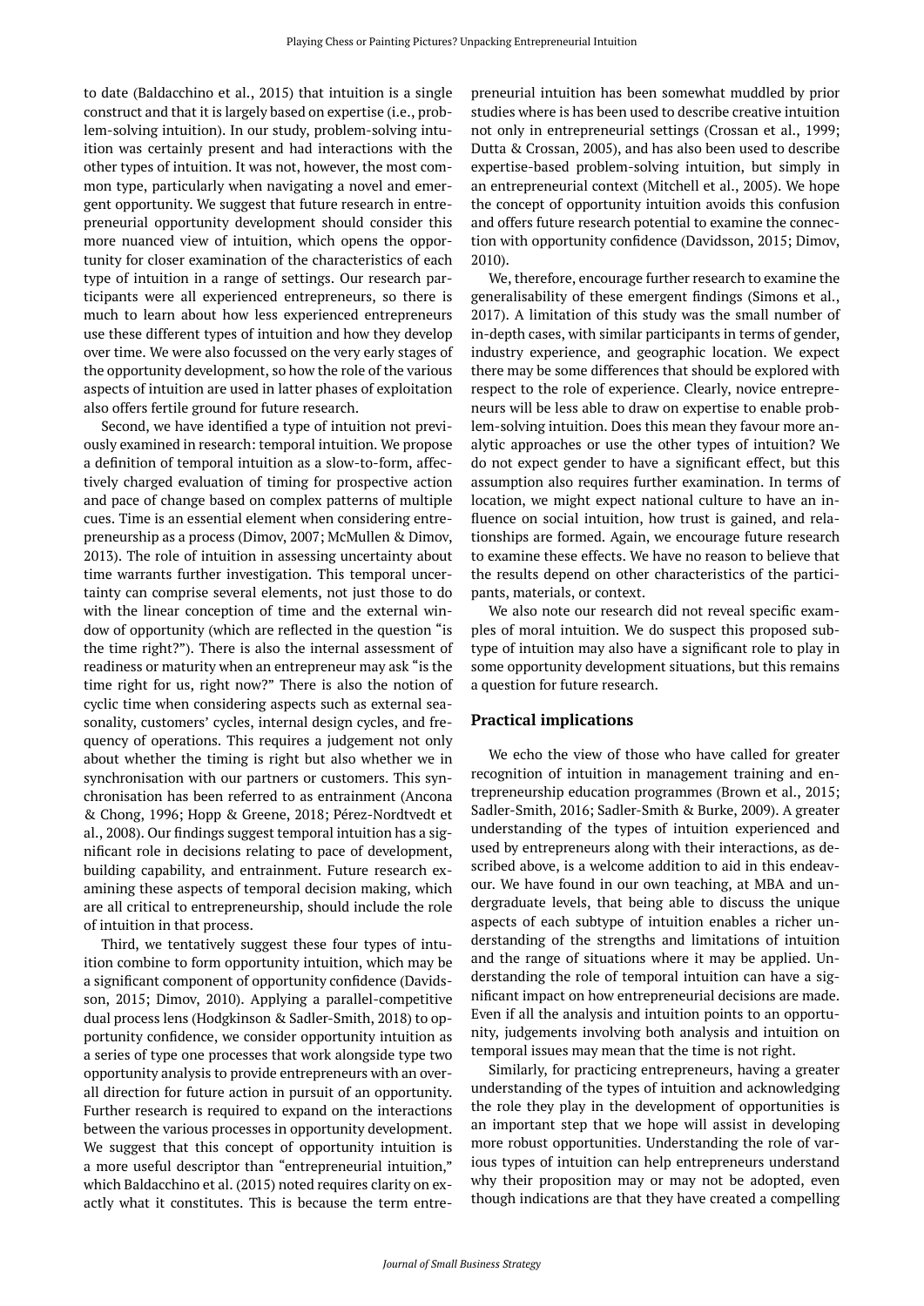to date (Baldacchino et al., 2015) that intuition is a single construct and that it is largely based on expertise (i.e., problem-solving intuition). In our study, problem-solving intuition was certainly present and had interactions with the other types of intuition. It was not, however, the most common type, particularly when navigating a novel and emergent opportunity. We suggest that future research in entrepreneurial opportunity development should consider this more nuanced view of intuition, which opens the opportunity for closer examination of the characteristics of each type of intuition in a range of settings. Our research participants were all experienced entrepreneurs, so there is much to learn about how less experienced entrepreneurs use these different types of intuition and how they develop over time. We were also focussed on the very early stages of the opportunity development, so how the role of the various aspects of intuition are used in latter phases of exploitation also offers fertile ground for future research.

Second, we have identified a type of intuition not previously examined in research: temporal intuition. We propose a definition of temporal intuition as a slow-to-form, affectively charged evaluation of timing for prospective action and pace of change based on complex patterns of multiple cues. Time is an essential element when considering entrepreneurship as a process (Dimov, 2007; McMullen & Dimov, 2013). The role of intuition in assessing uncertainty about time warrants further investigation. This temporal uncertainty can comprise several elements, not just those to do with the linear conception of time and the external window of opportunity (which are reflected in the question "is the time right?"). There is also the internal assessment of readiness or maturity when an entrepreneur may ask "is the time right for us, right now?" There is also the notion of cyclic time when considering aspects such as external seasonality, customers' cycles, internal design cycles, and frequency of operations. This requires a judgement not only about whether the timing is right but also whether we in synchronisation with our partners or customers. This synchronisation has been referred to as entrainment (Ancona & Chong, 1996; Hopp & Greene, 2018; Pérez-Nordtvedt et al., 2008). Our findings suggest temporal intuition has a significant role in decisions relating to pace of development, building capability, and entrainment. Future research examining these aspects of temporal decision making, which are all critical to entrepreneurship, should include the role of intuition in that process.

Third, we tentatively suggest these four types of intuition combine to form opportunity intuition, which may be a significant component of opportunity confidence (Davidsson, 2015; Dimov, 2010). Applying a parallel-competitive dual process lens (Hodgkinson & Sadler-Smith, 2018) to opportunity confidence, we consider opportunity intuition as a series of type one processes that work alongside type two opportunity analysis to provide entrepreneurs with an overall direction for future action in pursuit of an opportunity. Further research is required to expand on the interactions between the various processes in opportunity development. We suggest that this concept of opportunity intuition is a more useful descriptor than "entrepreneurial intuition," which Baldacchino et al. (2015) noted requires clarity on exactly what it constitutes. This is because the term entrepreneurial intuition has been somewhat muddled by prior studies where is has been used to describe creative intuition not only in entrepreneurial settings (Crossan et al., 1999; Dutta & Crossan, 2005), and has also been used to describe expertise-based problem-solving intuition, but simply in an entrepreneurial context (Mitchell et al., 2005). We hope the concept of opportunity intuition avoids this confusion and offers future research potential to examine the connection with opportunity confidence (Davidsson, 2015; Dimov, 2010).

We, therefore, encourage further research to examine the generalisability of these emergent findings (Simons et al., 2017). A limitation of this study was the small number of in-depth cases, with similar participants in terms of gender, industry experience, and geographic location. We expect there may be some differences that should be explored with respect to the role of experience. Clearly, novice entrepreneurs will be less able to draw on expertise to enable problem-solving intuition. Does this mean they favour more analytic approaches or use the other types of intuition? We do not expect gender to have a significant effect, but this assumption also requires further examination. In terms of location, we might expect national culture to have an influence on social intuition, how trust is gained, and relationships are formed. Again, we encourage future research to examine these effects. We have no reason to believe that the results depend on other characteristics of the participants, materials, or context.

We also note our research did not reveal specific examples of moral intuition. We do suspect this proposed subtype of intuition may also have a significant role to play in some opportunity development situations, but this remains a question for future research.

## Practical implications

We echo the view of those who have called for greater recognition of intuition in management training and entrepreneurship education programmes (Brown et al., 2015; Sadler-Smith, 2016; Sadler-Smith & Burke, 2009). A greater understanding of the types of intuition experienced and used by entrepreneurs along with their interactions, as described above, is a welcome addition to aid in this endeavour. We have found in our own teaching, at MBA and undergraduate levels, that being able to discuss the unique aspects of each subtype of intuition enables a richer understanding of the strengths and limitations of intuition and the range of situations where it may be applied. Understanding the role of temporal intuition can have a significant impact on how entrepreneurial decisions are made. Even if all the analysis and intuition points to an opportunity, judgements involving both analysis and intuition on temporal issues may mean that the time is not right.

Similarly, for practicing entrepreneurs, having a greater understanding of the types of intuition and acknowledging the role they play in the development of opportunities is an important step that we hope will assist in developing more robust opportunities. Understanding the role of various types of intuition can help entrepreneurs understand why their proposition may or may not be adopted, even though indications are that they have created a compelling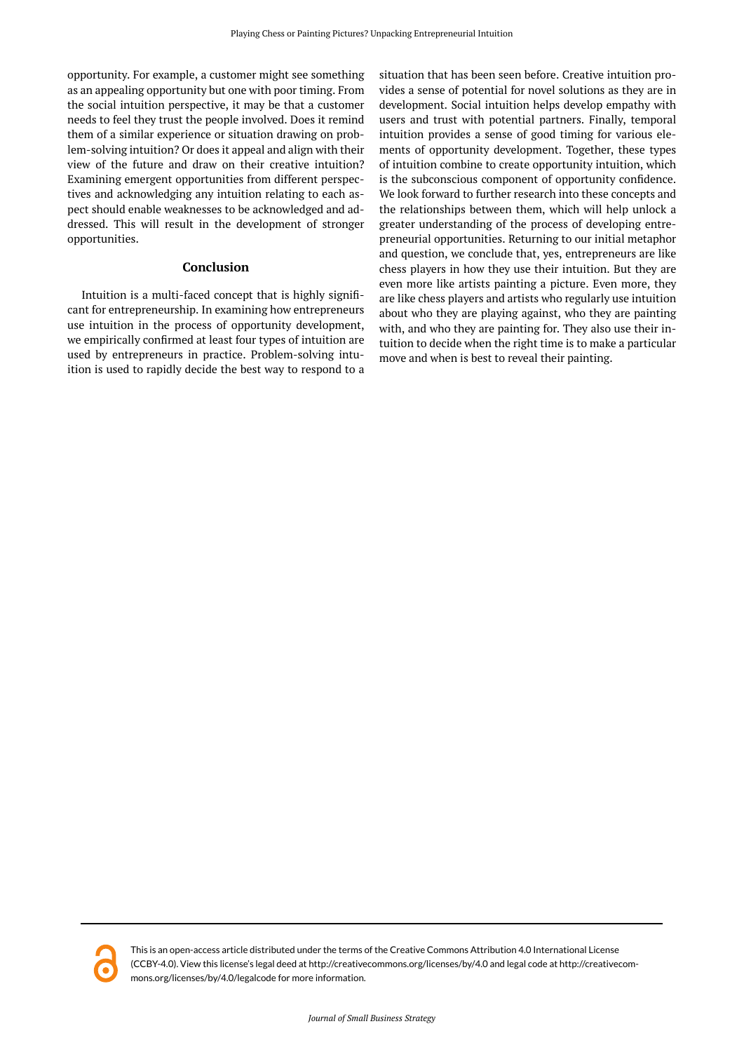opportunity. For example, a customer might see something as an appealing opportunity but one with poor timing. From the social intuition perspective, it may be that a customer needs to feel they trust the people involved. Does it remind them of a similar experience or situation drawing on problem-solving intuition? Or does it appeal and align with their view of the future and draw on their creative intuition? Examining emergent opportunities from different perspectives and acknowledging any intuition relating to each aspect should enable weaknesses to be acknowledged and addressed. This will result in the development of stronger opportunities.

## Conclusion

Intuition is a multi-faced concept that is highly significant for entrepreneurship. In examining how entrepreneurs use intuition in the process of opportunity development, we empirically confirmed at least four types of intuition are used by entrepreneurs in practice. Problem-solving intuition is used to rapidly decide the best way to respond to a situation that has been seen before. Creative intuition provides a sense of potential for novel solutions as they are in development. Social intuition helps develop empathy with users and trust with potential partners. Finally, temporal intuition provides a sense of good timing for various elements of opportunity development. Together, these types of intuition combine to create opportunity intuition, which is the subconscious component of opportunity confidence. We look forward to further research into these concepts and the relationships between them, which will help unlock a greater understanding of the process of developing entrepreneurial opportunities. Returning to our initial metaphor and question, we conclude that, yes, entrepreneurs are like chess players in how they use their intuition. But they are even more like artists painting a picture. Even more, they are like chess players and artists who regularly use intuition about who they are playing against, who they are painting with, and who they are painting for. They also use their intuition to decide when the right time is to make a particular move and when is best to reveal their painting.

This is an open-access article distributed under the terms of the Creative Commons Attribution 4.0 International License (CCBY-4.0). View this license's legal deed at http://creativecommons.org/licenses/by/4.0 and legal code at http://creativecommons.org/licenses/by/4.0/legalcode for more information.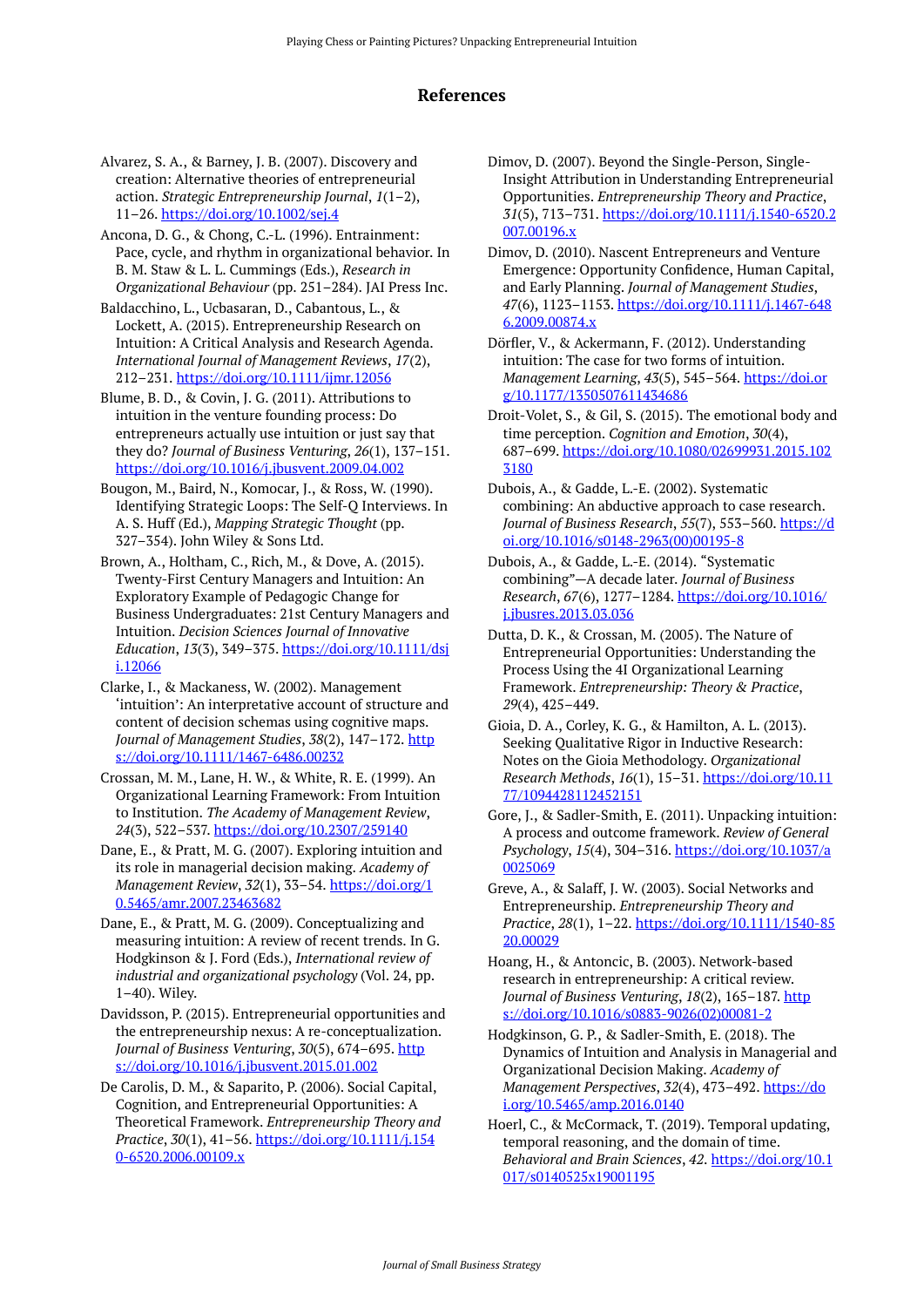## References

Alvarez, S. A., & Barney, J. B. (2007). Discovery and creation: Alternative theories of entrepreneurial action. *Strategic Entrepreneurship Journal*, *1*(1–2), 11–26. https://doi.org/10.1002/sej.4

Ancona, D. G., & Chong, C.-L. (1996). Entrainment: Pace, cycle, and rhythm in organizational behavior. In B. M. Staw & L. L. Cummings (Eds.), *Research in Organizational Behaviour* (pp. 251–284). JAI Press Inc.

Baldacchino, L., Ucbasaran, D., Cabantous, L., & Lockett, A. (2015). Entrepreneurship Research on Intuition: A Critical Analysis and Research Agenda. *International Journal of Management Reviews*, *17*(2), 212–231. https://doi.org/10.1111/ijmr.12056

Blume, B. D., & Covin, J. G. (2011). Attributions to intuition in the venture founding process: Do entrepreneurs actually use intuition or just say that they do? *Journal of Business Venturing*, *26*(1), 137–151. https://doi.org/10.1016/j.jbusvent.2009.04.002

Bougon, M., Baird, N., Komocar, J., & Ross, W. (1990). Identifying Strategic Loops: The Self-Q Interviews. In A. S. Huff (Ed.), *Mapping Strategic Thought* (pp. 327–354). John Wiley & Sons Ltd.

Brown, A., Holtham, C., Rich, M., & Dove, A. (2015). Twenty-First Century Managers and Intuition: An Exploratory Example of Pedagogic Change for Business Undergraduates: 21st Century Managers and Intuition. *Decision Sciences Journal of Innovative Education*, *13*(3), 349–375. https://doi.org/10.1111/dsji.12066

Clarke, I., & Mackaness, W. (2002). Management 'intuition': An interpretative account of structure and content of decision schemas using cognitive maps. *Journal of Management Studies*, *38*(2), 147–172. https://doi.org/10.1111/1467-6486.00232

Crossan, M. M., Lane, H. W., & White, R. E. (1999). An Organizational Learning Framework: From Intuition to Institution. *The Academy of Management Review*, *24*(3), 522–537. https://doi.org/10.2307/259140

Dane, E., & Pratt, M. G. (2007). Exploring intuition and its role in managerial decision making. *Academy of Management Review*, *32*(1), 33–54. https://doi.org/10.5465/amr.2007.23463682

Dane, E., & Pratt, M. G. (2009). Conceptualizing and measuring intuition: A review of recent trends. In G. Hodgkinson & J. Ford (Eds.), *International review of industrial and organizational psychology* (Vol. 24, pp. 1–40). Wiley.

Davidsson, P. (2015). Entrepreneurial opportunities and the entrepreneurship nexus: A re-conceptualization. *Journal of Business Venturing*, *30*(5), 674–695. https://doi.org/10.1016/j.jbusvent.2015.01.002

De Carolis, D. M., & Saparito, P. (2006). Social Capital, Cognition, and Entrepreneurial Opportunities: A Theoretical Framework. *Entrepreneurship Theory and Practice*, *30*(1), 41–56. https://doi.org/10.1111/j.1540-6520.2006.00109.x

Dimov, D. (2007). Beyond the Single-Person, Single-Insight Attribution in Understanding Entrepreneurial Opportunities. *Entrepreneurship Theory and Practice*, *31*(5), 713–731. https://doi.org/10.1111/j.1540-6520.2007.00196.x

Dimov, D. (2010). Nascent Entrepreneurs and Venture Emergence: Opportunity Confidence, Human Capital, and Early Planning. *Journal of Management Studies*, *47*(6), 1123–1153. https://doi.org/10.1111/j.1467-6486.2009.00874.x

Dörfler, V., & Ackermann, F. (2012). Understanding intuition: The case for two forms of intuition. *Management Learning*, *43*(5), 545–564. https://doi.org/10.1177/1350507611434686

Droit-Volet, S., & Gil, S. (2015). The emotional body and time perception. *Cognition and Emotion*, *30*(4), 687–699. https://doi.org/10.1080/02699931.2015.1023180

Dubois, A., & Gadde, L.-E. (2002). Systematic combining: An abductive approach to case research. *Journal of Business Research*, *55*(7), 553–560. https://doi.org/10.1016/s0148-2963(00)00195-8

Dubois, A., & Gadde, L.-E. (2014). "Systematic combining"—A decade later. *Journal of Business Research*, *67*(6), 1277–1284. https://doi.org/10.1016/j.jbusres.2013.03.036

Dutta, D. K., & Crossan, M. (2005). The Nature of Entrepreneurial Opportunities: Understanding the Process Using the 4I Organizational Learning Framework. *Entrepreneurship: Theory & Practice*, *29*(4), 425–449.

Gioia, D. A., Corley, K. G., & Hamilton, A. L. (2013). Seeking Qualitative Rigor in Inductive Research: Notes on the Gioia Methodology. *Organizational Research Methods*, *16*(1), 15–31. https://doi.org/10.1177/1094428112452151

Gore, J., & Sadler-Smith, E. (2011). Unpacking intuition: A process and outcome framework. *Review of General Psychology*, *15*(4), 304–316. https://doi.org/10.1037/a0025069

Greve, A., & Salaff, J. W. (2003). Social Networks and Entrepreneurship. *Entrepreneurship Theory and Practice*, *28*(1), 1–22. https://doi.org/10.1111/1540-8520.00029

Hoang, H., & Antoncic, B. (2003). Network-based research in entrepreneurship: A critical review. *Journal of Business Venturing*, *18*(2), 165–187. https://doi.org/10.1016/s0883-9026(02)00081-2

Hodgkinson, G. P., & Sadler-Smith, E. (2018). The Dynamics of Intuition and Analysis in Managerial and Organizational Decision Making. *Academy of Management Perspectives*, *32*(4), 473–492. https://doi.org/10.5465/amp.2016.0140

Hoerl, C., & McCormack, T. (2019). Temporal updating, temporal reasoning, and the domain of time. *Behavioral and Brain Sciences*, *42*. https://doi.org/10.1017/s0140525x19001195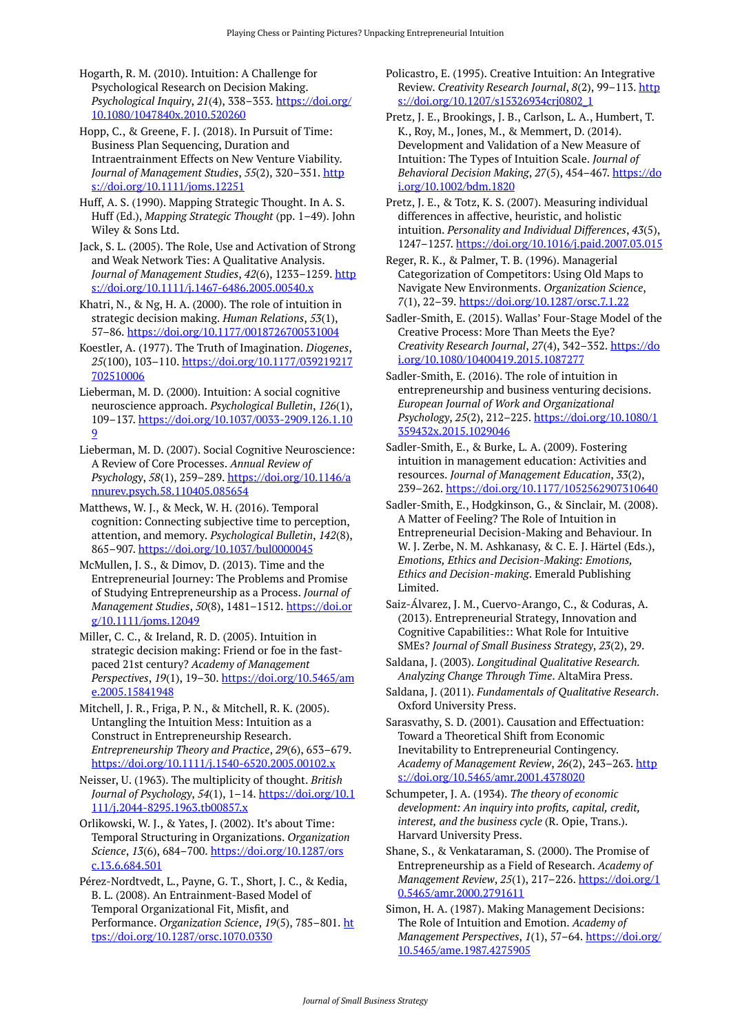Hogarth, R. M. (2010). Intuition: A Challenge for Psychological Research on Decision Making. *Psychological Inquiry*, *21*(4), 338–353. https://doi.org/10.1080/1047840x.2010.520260

Hopp, C., & Greene, F. J. (2018). In Pursuit of Time: Business Plan Sequencing, Duration and Intraentrainment Effects on New Venture Viability. *Journal of Management Studies*, *55*(2), 320–351. https://doi.org/10.1111/joms.12251

Huff, A. S. (1990). Mapping Strategic Thought. In A. S. Huff (Ed.), *Mapping Strategic Thought* (pp. 1–49). John Wiley & Sons Ltd.

Jack, S. L. (2005). The Role, Use and Activation of Strong and Weak Network Ties: A Qualitative Analysis. *Journal of Management Studies*, *42*(6), 1233–1259. https://doi.org/10.1111/j.1467-6486.2005.00540.x

Khatri, N., & Ng, H. A. (2000). The role of intuition in strategic decision making. *Human Relations*, *53*(1), 57–86. https://doi.org/10.1177/0018726700531004

Koestler, A. (1977). The Truth of Imagination. *Diogenes*, *25*(100), 103–110. https://doi.org/10.1177/039219217702510006

Lieberman, M. D. (2000). Intuition: A social cognitive neuroscience approach. *Psychological Bulletin*, *126*(1), 109–137. https://doi.org/10.1037/0033-2909.126.1.109

Lieberman, M. D. (2007). Social Cognitive Neuroscience: A Review of Core Processes. *Annual Review of Psychology*, *58*(1), 259–289. https://doi.org/10.1146/annurev.psych.58.110405.085654

Matthews, W. J., & Meck, W. H. (2016). Temporal cognition: Connecting subjective time to perception, attention, and memory. *Psychological Bulletin*, *142*(8), 865–907. https://doi.org/10.1037/bul0000045

McMullen, J. S., & Dimov, D. (2013). Time and the Entrepreneurial Journey: The Problems and Promise of Studying Entrepreneurship as a Process. *Journal of Management Studies*, *50*(8), 1481–1512. https://doi.org/10.1111/joms.12049

Miller, C. C., & Ireland, R. D. (2005). Intuition in strategic decision making: Friend or foe in the fast-paced 21st century? *Academy of Management Perspectives*, *19*(1), 19–30. https://doi.org/10.5465/ame.2005.15841948

Mitchell, J. R., Friga, P. N., & Mitchell, R. K. (2005). Untangling the Intuition Mess: Intuition as a Construct in Entrepreneurship Research. *Entrepreneurship Theory and Practice*, *29*(6), 653–679. https://doi.org/10.1111/j.1540-6520.2005.00102.x

Neisser, U. (1963). The multiplicity of thought. *British Journal of Psychology*, *54*(1), 1–14. https://doi.org/10.1111/j.2044-8295.1963.tb00857.x

Orlikowski, W. J., & Yates, J. (2002). It's about Time: Temporal Structuring in Organizations. *Organization Science*, *13*(6), 684–700. https://doi.org/10.1287/orsc.13.6.684.501

Pérez-Nordtvedt, L., Payne, G. T., Short, J. C., & Kedia, B. L. (2008). An Entrainment-Based Model of Temporal Organizational Fit, Misfit, and Performance. *Organization Science*, *19*(5), 785–801. https://doi.org/10.1287/orsc.1070.0330

Policastro, E. (1995). Creative Intuition: An Integrative Review. *Creativity Research Journal*, *8*(2), 99–113. https://doi.org/10.1207/s15326934crj0802_1

Pretz, J. E., Brookings, J. B., Carlson, L. A., Humbert, T. K., Roy, M., Jones, M., & Memmert, D. (2014). Development and Validation of a New Measure of Intuition: The Types of Intuition Scale. *Journal of Behavioral Decision Making*, *27*(5), 454–467. https://doi.org/10.1002/bdm.1820

Pretz, J. E., & Totz, K. S. (2007). Measuring individual differences in affective, heuristic, and holistic intuition. *Personality and Individual Differences*, *43*(5), 1247–1257. https://doi.org/10.1016/j.paid.2007.03.015

Reger, R. K., & Palmer, T. B. (1996). Managerial Categorization of Competitors: Using Old Maps to Navigate New Environments. *Organization Science*, *7*(1), 22–39. https://doi.org/10.1287/orsc.7.1.22

Sadler-Smith, E. (2015). Wallas' Four-Stage Model of the Creative Process: More Than Meets the Eye? *Creativity Research Journal*, *27*(4), 342–352. https://doi.org/10.1080/10400419.2015.1087277

Sadler-Smith, E. (2016). The role of intuition in entrepreneurship and business venturing decisions. *European Journal of Work and Organizational Psychology*, *25*(2), 212–225. https://doi.org/10.1080/1359432x.2015.1029046

Sadler-Smith, E., & Burke, L. A. (2009). Fostering intuition in management education: Activities and resources. *Journal of Management Education*, *33*(2), 239–262. https://doi.org/10.1177/1052562907310640

Sadler-Smith, E., Hodgkinson, G., & Sinclair, M. (2008). A Matter of Feeling? The Role of Intuition in Entrepreneurial Decision-Making and Behaviour. In W. J. Zerbe, N. M. Ashkanasy, & C. E. J. Härtel (Eds.), *Emotions, Ethics and Decision-Making: Emotions, Ethics and Decision-making*. Emerald Publishing Limited.

Saiz-Álvarez, J. M., Cuervo-Arango, C., & Coduras, A. (2013). Entrepreneurial Strategy, Innovation and Cognitive Capabilities:: What Role for Intuitive SMEs? *Journal of Small Business Strategy*, *23*(2), 29.

Saldana, J. (2003). *Longitudinal Qualitative Research. Analyzing Change Through Time*. AltaMira Press.

Saldana, J. (2011). *Fundamentals of Qualitative Research*. Oxford University Press.

Sarasvathy, S. D. (2001). Causation and Effectuation: Toward a Theoretical Shift from Economic Inevitability to Entrepreneurial Contingency. *Academy of Management Review*, *26*(2), 243–263. https://doi.org/10.5465/amr.2001.4378020

Schumpeter, J. A. (1934). *The theory of economic development: An inquiry into profits, capital, credit, interest, and the business cycle* (R. Opie, Trans.). Harvard University Press.

Shane, S., & Venkataraman, S. (2000). The Promise of Entrepreneurship as a Field of Research. *Academy of Management Review*, *25*(1), 217–226. https://doi.org/10.5465/amr.2000.2791611

Simon, H. A. (1987). Making Management Decisions: The Role of Intuition and Emotion. *Academy of Management Perspectives*, *1*(1), 57–64. https://doi.org/10.5465/ame.1987.4275905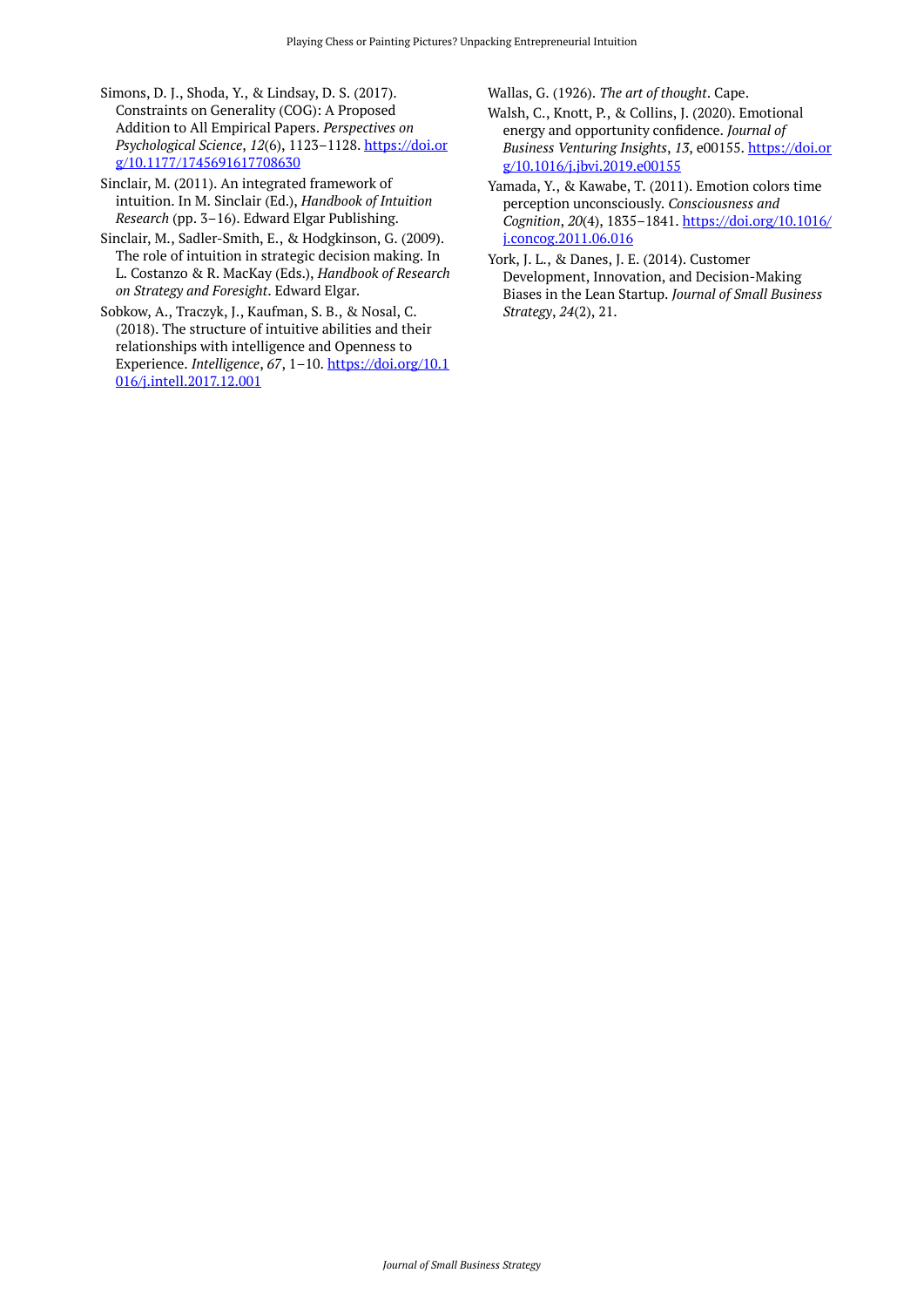Simons, D. J., Shoda, Y., & Lindsay, D. S. (2017). Constraints on Generality (COG): A Proposed Addition to All Empirical Papers. *Perspectives on Psychological Science*, *12*(6), 1123–1128. https://doi.org/10.1177/1745691617708630

Sinclair, M. (2011). An integrated framework of intuition. In M. Sinclair (Ed.), *Handbook of Intuition Research* (pp. 3–16). Edward Elgar Publishing.

Sinclair, M., Sadler-Smith, E., & Hodgkinson, G. (2009). The role of intuition in strategic decision making. In L. Costanzo & R. MacKay (Eds.), *Handbook of Research on Strategy and Foresight*. Edward Elgar.

Sobkow, A., Traczyk, J., Kaufman, S. B., & Nosal, C. (2018). The structure of intuitive abilities and their relationships with intelligence and Openness to Experience. *Intelligence*, *67*, 1–10. https://doi.org/10.1016/j.intell.2017.12.001

Wallas, G. (1926). *The art of thought*. Cape.

Walsh, C., Knott, P., & Collins, J. (2020). Emotional energy and opportunity confidence. *Journal of Business Venturing Insights*, *13*, e00155. https://doi.org/10.1016/j.jbvi.2019.e00155

Yamada, Y., & Kawabe, T. (2011). Emotion colors time perception unconsciously. *Consciousness and Cognition*, *20*(4), 1835–1841. https://doi.org/10.1016/j.concog.2011.06.016

York, J. L., & Danes, J. E. (2014). Customer Development, Innovation, and Decision-Making Biases in the Lean Startup. *Journal of Small Business Strategy*, *24*(2), 21.